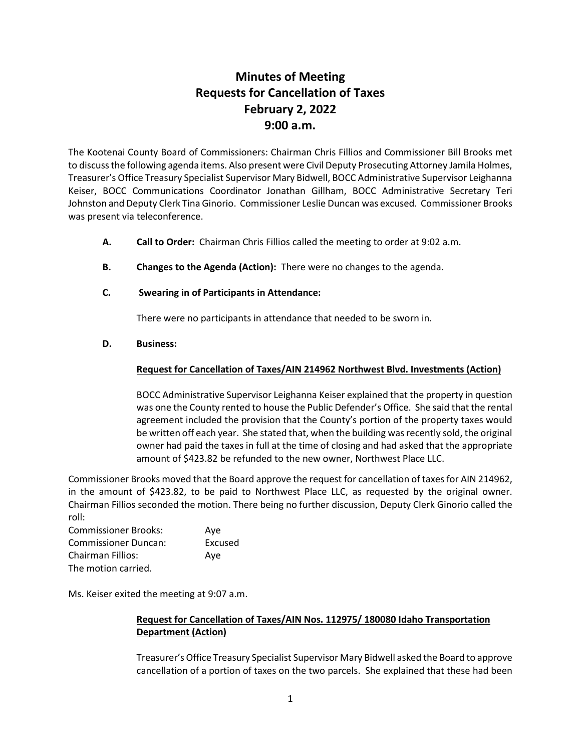# Minutes of Meeting
# Requests for Cancellation of Taxes
# February 2, 2022
# 9:00 a.m.

The Kootenai County Board of Commissioners: Chairman Chris Fillios and Commissioner Bill Brooks met to discuss the following agenda items. Also present were Civil Deputy Prosecuting Attorney Jamila Holmes, Treasurer's Office Treasury Specialist Supervisor Mary Bidwell, BOCC Administrative Supervisor Leighanna Keiser, BOCC Communications Coordinator Jonathan Gillham, BOCC Administrative Secretary Teri Johnston and Deputy Clerk Tina Ginorio. Commissioner Leslie Duncan was excused. Commissioner Brooks was present via teleconference.

**A. Call to Order:** Chairman Chris Fillios called the meeting to order at 9:02 a.m.

**B. Changes to the Agenda (Action):** There were no changes to the agenda.

**C. Swearing in of Participants in Attendance:**

There were no participants in attendance that needed to be sworn in.

**D. Business:**

**Request for Cancellation of Taxes/AIN 214962 Northwest Blvd. Investments (Action)**

BOCC Administrative Supervisor Leighanna Keiser explained that the property in question was one the County rented to house the Public Defender's Office. She said that the rental agreement included the provision that the County's portion of the property taxes would be written off each year. She stated that, when the building was recently sold, the original owner had paid the taxes in full at the time of closing and had asked that the appropriate amount of $423.82 be refunded to the new owner, Northwest Place LLC.

Commissioner Brooks moved that the Board approve the request for cancellation of taxes for AIN 214962, in the amount of $423.82, to be paid to Northwest Place LLC, as requested by the original owner. Chairman Fillios seconded the motion. There being no further discussion, Deputy Clerk Ginorio called the roll:

| | |
|---|---|
| Commissioner Brooks: | Aye |
| Commissioner Duncan: | Excused |
| Chairman Fillios: | Aye |

The motion carried.

Ms. Keiser exited the meeting at 9:07 a.m.

**Request for Cancellation of Taxes/AIN Nos. 112975/ 180080 Idaho Transportation Department (Action)**

Treasurer's Office Treasury Specialist Supervisor Mary Bidwell asked the Board to approve cancellation of a portion of taxes on the two parcels. She explained that these had been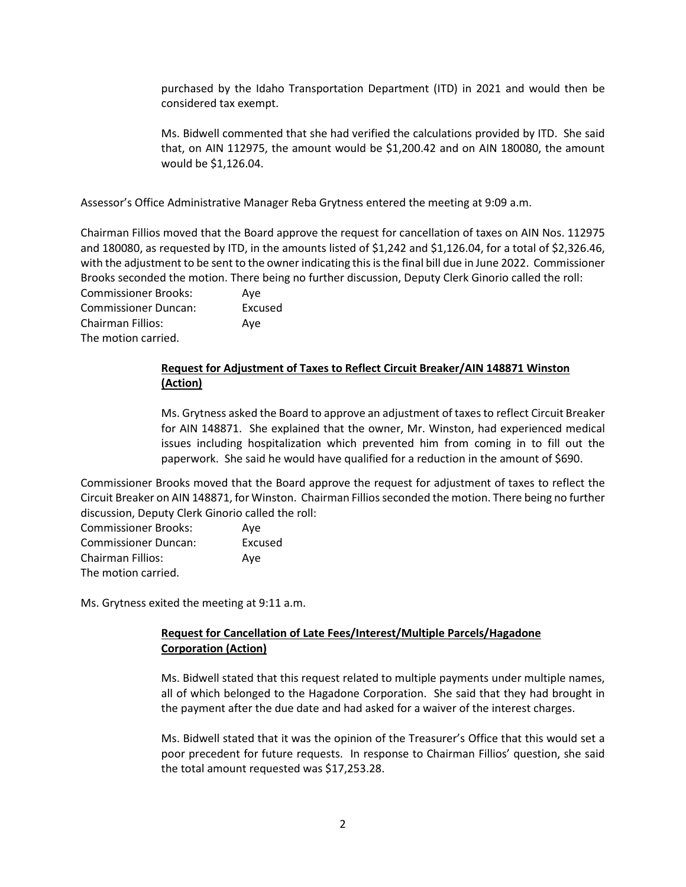purchased by the Idaho Transportation Department (ITD) in 2021 and would then be considered tax exempt.

Ms. Bidwell commented that she had verified the calculations provided by ITD. She said that, on AIN 112975, the amount would be $1,200.42 and on AIN 180080, the amount would be $1,126.04.

Assessor's Office Administrative Manager Reba Grytness entered the meeting at 9:09 a.m.

Chairman Fillios moved that the Board approve the request for cancellation of taxes on AIN Nos. 112975 and 180080, as requested by ITD, in the amounts listed of $1,242 and $1,126.04, for a total of $2,326.46, with the adjustment to be sent to the owner indicating this is the final bill due in June 2022. Commissioner Brooks seconded the motion. There being no further discussion, Deputy Clerk Ginorio called the roll:

| | |
|---|---|
| Commissioner Brooks: | Aye |
| Commissioner Duncan: | Excused |
| Chairman Fillios: | Aye |

The motion carried.

**Request for Adjustment of Taxes to Reflect Circuit Breaker/AIN 148871 Winston (Action)**

Ms. Grytness asked the Board to approve an adjustment of taxes to reflect Circuit Breaker for AIN 148871. She explained that the owner, Mr. Winston, had experienced medical issues including hospitalization which prevented him from coming in to fill out the paperwork. She said he would have qualified for a reduction in the amount of $690.

Commissioner Brooks moved that the Board approve the request for adjustment of taxes to reflect the Circuit Breaker on AIN 148871, for Winston. Chairman Fillios seconded the motion. There being no further discussion, Deputy Clerk Ginorio called the roll:

| | |
|---|---|
| Commissioner Brooks: | Aye |
| Commissioner Duncan: | Excused |
| Chairman Fillios: | Aye |

The motion carried.

Ms. Grytness exited the meeting at 9:11 a.m.

**Request for Cancellation of Late Fees/Interest/Multiple Parcels/Hagadone Corporation (Action)**

Ms. Bidwell stated that this request related to multiple payments under multiple names, all of which belonged to the Hagadone Corporation. She said that they had brought in the payment after the due date and had asked for a waiver of the interest charges.

Ms. Bidwell stated that it was the opinion of the Treasurer's Office that this would set a poor precedent for future requests. In response to Chairman Fillios' question, she said the total amount requested was $17,253.28.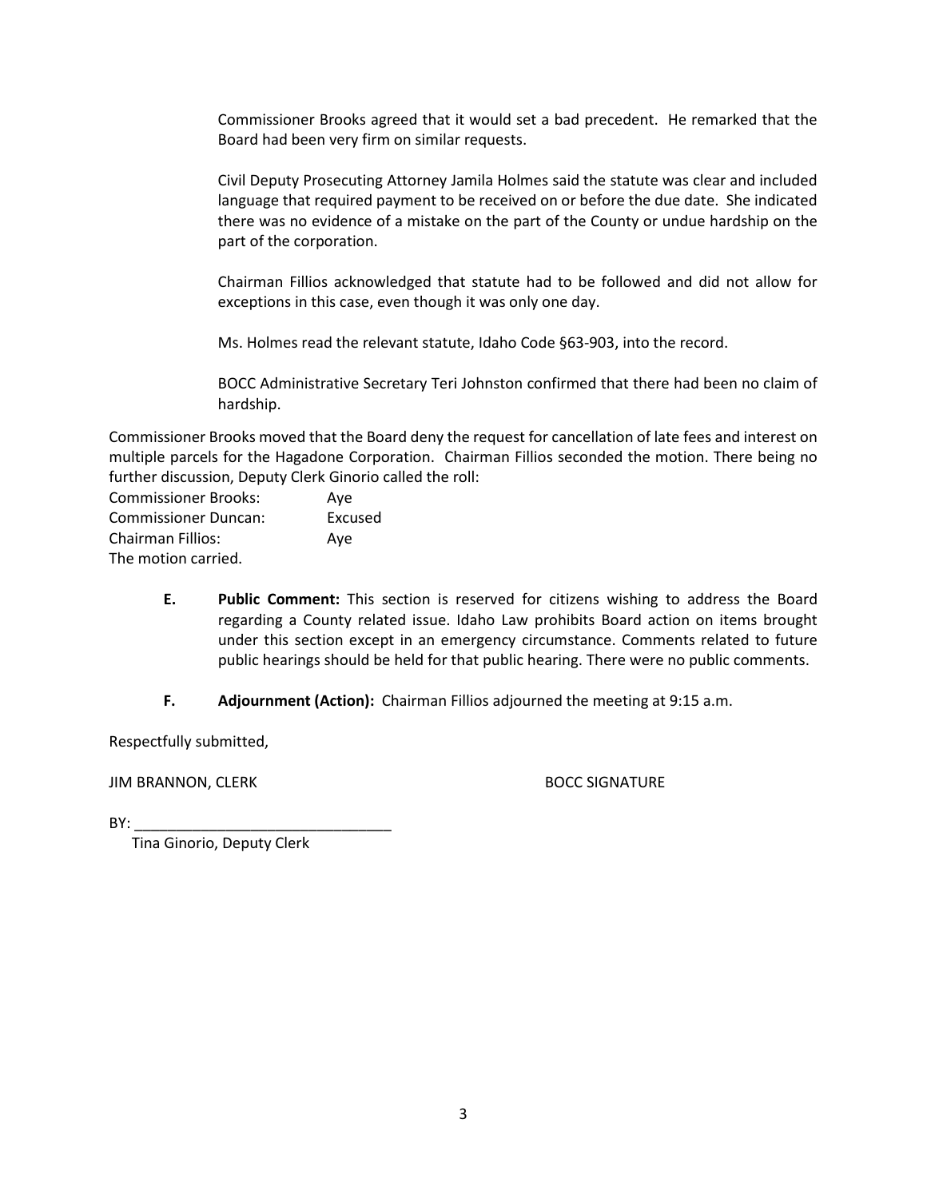Commissioner Brooks agreed that it would set a bad precedent. He remarked that the Board had been very firm on similar requests.

Civil Deputy Prosecuting Attorney Jamila Holmes said the statute was clear and included language that required payment to be received on or before the due date. She indicated there was no evidence of a mistake on the part of the County or undue hardship on the part of the corporation.

Chairman Fillios acknowledged that statute had to be followed and did not allow for exceptions in this case, even though it was only one day.

Ms. Holmes read the relevant statute, Idaho Code §63-903, into the record.

BOCC Administrative Secretary Teri Johnston confirmed that there had been no claim of hardship.

Commissioner Brooks moved that the Board deny the request for cancellation of late fees and interest on multiple parcels for the Hagadone Corporation. Chairman Fillios seconded the motion. There being no further discussion, Deputy Clerk Ginorio called the roll:

| | |
|---|---|
| Commissioner Brooks: | Aye |
| Commissioner Duncan: | Excused |
| Chairman Fillios: | Aye |

The motion carried.

**E. Public Comment:** This section is reserved for citizens wishing to address the Board regarding a County related issue. Idaho Law prohibits Board action on items brought under this section except in an emergency circumstance. Comments related to future public hearings should be held for that public hearing. There were no public comments.

**F. Adjournment (Action):** Chairman Fillios adjourned the meeting at 9:15 a.m.

Respectfully submitted,

JIM BRANNON, CLERK BOCC SIGNATURE

BY: _______________________________

Tina Ginorio, Deputy Clerk